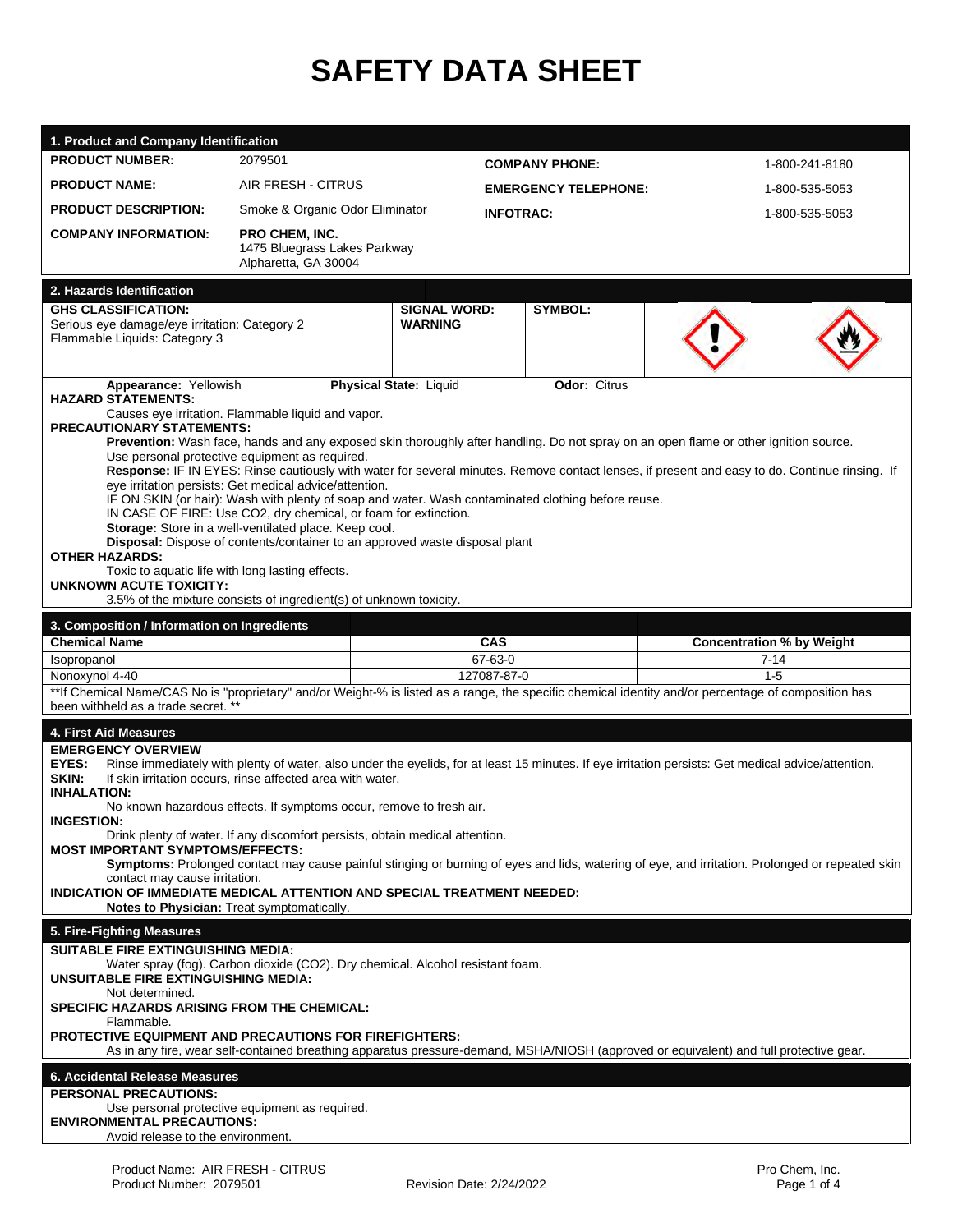# SAFETY DATA SHEET

## 1. Product and Company Identification

| | | | |
|---|---|---|---|
| **PRODUCT NUMBER:** | 2079501 | **COMPANY PHONE:** | 1-800-241-8180 |
| **PRODUCT NAME:** | AIR FRESH - CITRUS | **EMERGENCY TELEPHONE:** | 1-800-535-5053 |
| **PRODUCT DESCRIPTION:** | Smoke & Organic Odor Eliminator | **INFOTRAC:** | 1-800-535-5053 |
| **COMPANY INFORMATION:** | **PRO CHEM, INC.** 1475 Bluegrass Lakes Parkway Alpharetta, GA 30004 | | |

## 2. Hazards Identification

**GHS CLASSIFICATION:**
Serious eye damage/eye irritation: Category 2
Flammable Liquids: Category 3

**SIGNAL WORD:** **WARNING**

**SYMBOL:**

**Appearance:** Yellowish **Physical State:** Liquid **Odor:** Citrus

**HAZARD STATEMENTS:**
Causes eye irritation. Flammable liquid and vapor.

**PRECAUTIONARY STATEMENTS:**
**Prevention:** Wash face, hands and any exposed skin thoroughly after handling. Do not spray on an open flame or other ignition source. Use personal protective equipment as required.
**Response:** IF IN EYES: Rinse cautiously with water for several minutes. Remove contact lenses, if present and easy to do. Continue rinsing. If eye irritation persists: Get medical advice/attention.
IF ON SKIN (or hair): Wash with plenty of soap and water. Wash contaminated clothing before reuse.
IN CASE OF FIRE: Use CO2, dry chemical, or foam for extinction.
**Storage:** Store in a well-ventilated place. Keep cool.
**Disposal:** Dispose of contents/container to an approved waste disposal plant

**OTHER HAZARDS:**
Toxic to aquatic life with long lasting effects.

**UNKNOWN ACUTE TOXICITY:**
3.5% of the mixture consists of ingredient(s) of unknown toxicity.

## 3. Composition / Information on Ingredients

| Chemical Name | CAS | Concentration % by Weight |
|---|---|---|
| Isopropanol | 67-63-0 | 7-14 |
| Nonoxynol 4-40 | 127087-87-0 | 1-5 |

**If Chemical Name/CAS No is "proprietary" and/or Weight-% is listed as a range, the specific chemical identity and/or percentage of composition has been withheld as a trade secret. **

## 4. First Aid Measures

**EMERGENCY OVERVIEW**
**EYES:** Rinse immediately with plenty of water, also under the eyelids, for at least 15 minutes. If eye irritation persists: Get medical advice/attention.
**SKIN:** If skin irritation occurs, rinse affected area with water.
**INHALATION:**
No known hazardous effects. If symptoms occur, remove to fresh air.
**INGESTION:**
Drink plenty of water. If any discomfort persists, obtain medical attention.
**MOST IMPORTANT SYMPTOMS/EFFECTS:**
**Symptoms:** Prolonged contact may cause painful stinging or burning of eyes and lids, watering of eye, and irritation. Prolonged or repeated skin contact may cause irritation.
**INDICATION OF IMMEDIATE MEDICAL ATTENTION AND SPECIAL TREATMENT NEEDED:**
**Notes to Physician:** Treat symptomatically.

## 5. Fire-Fighting Measures

**SUITABLE FIRE EXTINGUISHING MEDIA:**
Water spray (fog). Carbon dioxide (CO2). Dry chemical. Alcohol resistant foam.
**UNSUITABLE FIRE EXTINGUISHING MEDIA:**
Not determined.
**SPECIFIC HAZARDS ARISING FROM THE CHEMICAL:**
Flammable.
**PROTECTIVE EQUIPMENT AND PRECAUTIONS FOR FIREFIGHTERS:**
As in any fire, wear self-contained breathing apparatus pressure-demand, MSHA/NIOSH (approved or equivalent) and full protective gear.

## 6. Accidental Release Measures

**PERSONAL PRECAUTIONS:**
Use personal protective equipment as required.
**ENVIRONMENTAL PRECAUTIONS:**
Avoid release to the environment.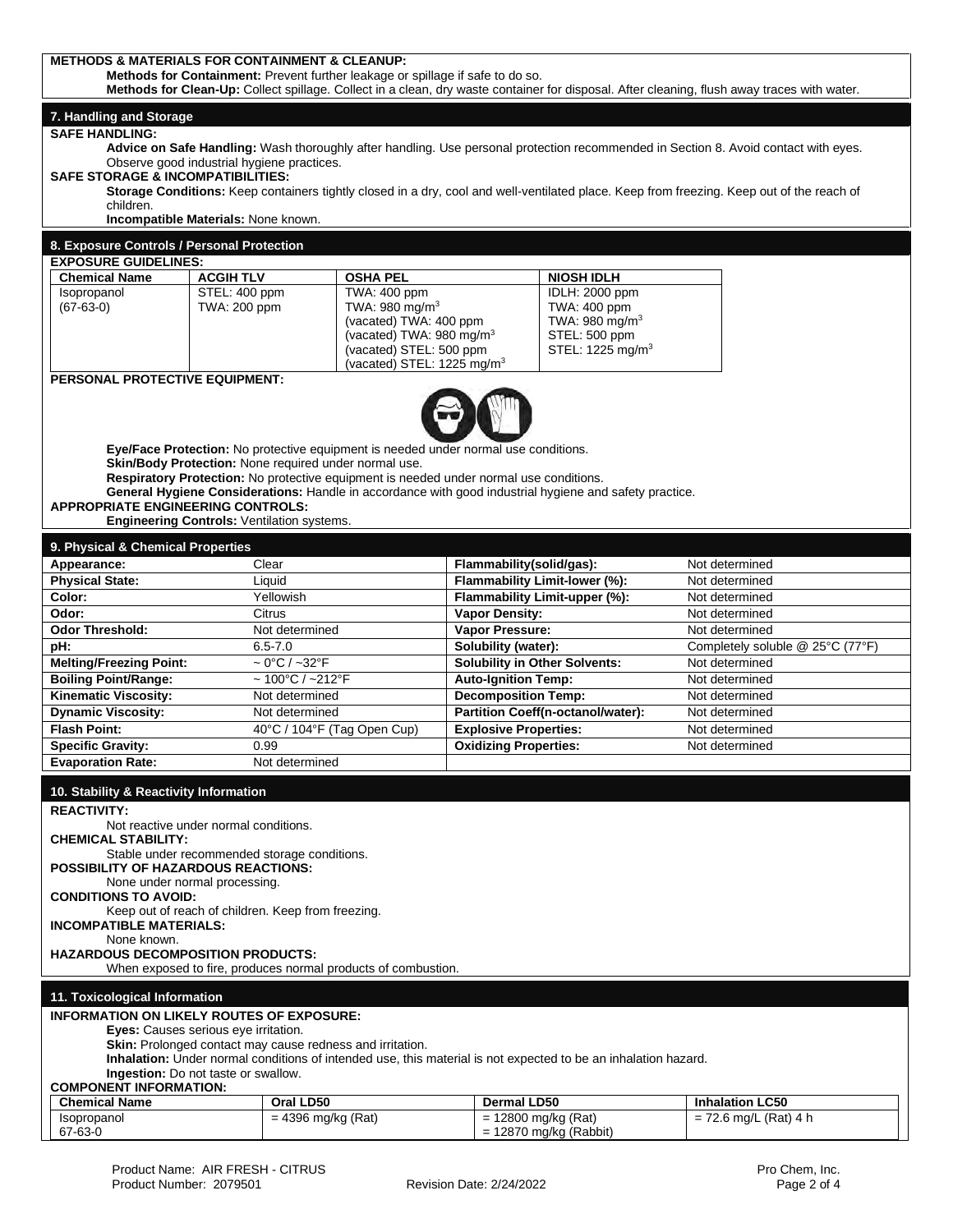**METHODS & MATERIALS FOR CONTAINMENT & CLEANUP:**

**Methods for Containment:** Prevent further leakage or spillage if safe to do so.

**Methods for Clean-Up:** Collect spillage. Collect in a clean, dry waste container for disposal. After cleaning, flush away traces with water.

## 7. Handling and Storage

**SAFE HANDLING:**

**Advice on Safe Handling:** Wash thoroughly after handling. Use personal protection recommended in Section 8. Avoid contact with eyes. Observe good industrial hygiene practices.

**SAFE STORAGE & INCOMPATIBILITIES:**

**Storage Conditions:** Keep containers tightly closed in a dry, cool and well-ventilated place. Keep from freezing. Keep out of the reach of children.

**Incompatible Materials:** None known.

## 8. Exposure Controls / Personal Protection

**EXPOSURE GUIDELINES:**

| Chemical Name | ACGIH TLV | OSHA PEL | NIOSH IDLH |
|---|---|---|---|
| Isopropanol (67-63-0) | STEL: 400 ppm<br>TWA: 200 ppm | TWA: 400 ppm<br>TWA: 980 mg/m$^3$<br>(vacated) TWA: 400 ppm<br>(vacated) TWA: 980 mg/m$^3$<br>(vacated) STEL: 500 ppm<br>(vacated) STEL: 1225 mg/m$^3$ | IDLH: 2000 ppm<br>TWA: 400 ppm<br>TWA: 980 mg/m$^3$<br>STEL: 500 ppm<br>STEL: 1225 mg/m$^3$ |

**PERSONAL PROTECTIVE EQUIPMENT:**

**Eye/Face Protection:** No protective equipment is needed under normal use conditions.

**Skin/Body Protection:** None required under normal use.

**Respiratory Protection:** No protective equipment is needed under normal use conditions.

**General Hygiene Considerations:** Handle in accordance with good industrial hygiene and safety practice.

**APPROPRIATE ENGINEERING CONTROLS:**

**Engineering Controls:** Ventilation systems.

## 9. Physical & Chemical Properties

| | | | |
|---|---|---|---|
| **Appearance:** | Clear | **Flammability(solid/gas):** | Not determined |
| **Physical State:** | Liquid | **Flammability Limit-lower (%):** | Not determined |
| **Color:** | Yellowish | **Flammability Limit-upper (%):** | Not determined |
| **Odor:** | Citrus | **Vapor Density:** | Not determined |
| **Odor Threshold:** | Not determined | **Vapor Pressure:** | Not determined |
| **pH:** | 6.5-7.0 | **Solubility (water):** | Completely soluble @ 25°C (77°F) |
| **Melting/Freezing Point:** | ~ 0°C / ~32°F | **Solubility in Other Solvents:** | Not determined |
| **Boiling Point/Range:** | ~ 100°C / ~212°F | **Auto-Ignition Temp:** | Not determined |
| **Kinematic Viscosity:** | Not determined | **Decomposition Temp:** | Not determined |
| **Dynamic Viscosity:** | Not determined | **Partition Coeff(n-octanol/water):** | Not determined |
| **Flash Point:** | 40°C / 104°F (Tag Open Cup) | **Explosive Properties:** | Not determined |
| **Specific Gravity:** | 0.99 | **Oxidizing Properties:** | Not determined |
| **Evaporation Rate:** | Not determined | | |

## 10. Stability & Reactivity Information

**REACTIVITY:**

Not reactive under normal conditions.

**CHEMICAL STABILITY:**

Stable under recommended storage conditions.

**POSSIBILITY OF HAZARDOUS REACTIONS:**

None under normal processing.

**CONDITIONS TO AVOID:**

Keep out of reach of children. Keep from freezing.

**INCOMPATIBLE MATERIALS:**

None known.

**HAZARDOUS DECOMPOSITION PRODUCTS:**

When exposed to fire, produces normal products of combustion.

## 11. Toxicological Information

**INFORMATION ON LIKELY ROUTES OF EXPOSURE:**

**Eyes:** Causes serious eye irritation.

**Skin:** Prolonged contact may cause redness and irritation.

**Inhalation:** Under normal conditions of intended use, this material is not expected to be an inhalation hazard.

**Ingestion:** Do not taste or swallow.

**COMPONENT INFORMATION:**

| Chemical Name | Oral LD50 | Dermal LD50 | Inhalation LC50 |
|---|---|---|---|
| Isopropanol 67-63-0 | = 4396 mg/kg (Rat) | = 12800 mg/kg (Rat)<br>= 12870 mg/kg (Rabbit) | = 72.6 mg/L (Rat) 4 h |

Product Name: AIR FRESH - CITRUS
Product Number: 2079501
Revision Date: 2/24/2022
Pro Chem, Inc.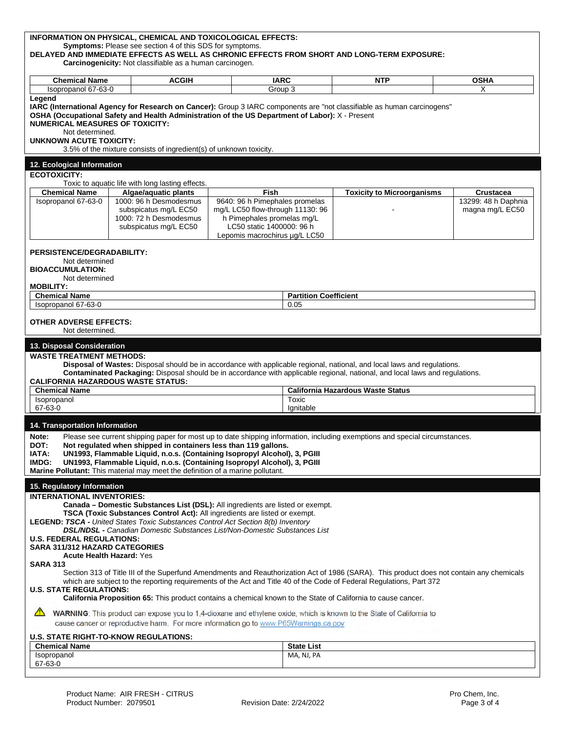**INFORMATION ON PHYSICAL, CHEMICAL AND TOXICOLOGICAL EFFECTS:**

**Symptoms:** Please see section 4 of this SDS for symptoms.

**DELAYED AND IMMEDIATE EFFECTS AS WELL AS CHRONIC EFFECTS FROM SHORT AND LONG-TERM EXPOSURE:**

**Carcinogenicity:** Not classifiable as a human carcinogen.

| Chemical Name | ACGIH | IARC | NTP | OSHA |
|---|---|---|---|---|
| Isopropanol 67-63-0 | | Group 3 | | X |

**Legend**

**IARC (International Agency for Research on Cancer):** Group 3 IARC components are "not classifiable as human carcinogens"

**OSHA (Occupational Safety and Health Administration of the US Department of Labor):** X - Present

**NUMERICAL MEASURES OF TOXICITY:**

Not determined.

**UNKNOWN ACUTE TOXICITY:**

3.5% of the mixture consists of ingredient(s) of unknown toxicity.

## 12. Ecological Information

**ECOTOXICITY:**

Toxic to aquatic life with long lasting effects.

| Chemical Name | Algae/aquatic plants | Fish | Toxicity to Microorganisms | Crustacea |
|---|---|---|---|---|
| Isopropanol 67-63-0 | 1000: 96 h Desmodesmus subspicatus mg/L EC50 1000: 72 h Desmodesmus subspicatus mg/L EC50 | 9640: 96 h Pimephales promelas mg/L LC50 flow-through 11130: 96 h Pimephales promelas mg/L LC50 static 1400000: 96 h Lepomis macrochirus µg/L LC50 | - | 13299: 48 h Daphnia magna mg/L EC50 |

**PERSISTENCE/DEGRADABILITY:**

Not determined

**BIOACCUMULATION:**

Not determined

**MOBILITY:**

| Chemical Name | Partition Coefficient |
|---|---|
| Isopropanol 67-63-0 | 0.05 |

**OTHER ADVERSE EFFECTS:**

Not determined.

## 13. Disposal Consideration

**WASTE TREATMENT METHODS:**

**Disposal of Wastes:** Disposal should be in accordance with applicable regional, national, and local laws and regulations.

**Contaminated Packaging:** Disposal should be in accordance with applicable regional, national, and local laws and regulations.

**CALIFORNIA HAZARDOUS WASTE STATUS:**

| Chemical Name | California Hazardous Waste Status |
|---|---|
| Isopropanol 67-63-0 | Toxic Ignitable |

## 14. Transportation Information

**Note:** Please see current shipping paper for most up to date shipping information, including exemptions and special circumstances.

**DOT: Not regulated when shipped in containers less than 119 gallons.**

**IATA: UN1993, Flammable Liquid, n.o.s. (Containing Isopropyl Alcohol), 3, PGIII**

**IMDG: UN1993, Flammable Liquid, n.o.s. (Containing Isopropyl Alcohol), 3, PGIII**

**Marine Pollutant:** This material may meet the definition of a marine pollutant.

## 15. Regulatory Information

**INTERNATIONAL INVENTORIES:**

**Canada – Domestic Substances List (DSL):** All ingredients are listed or exempt.

**TSCA (Toxic Substances Control Act):** All ingredients are listed or exempt.

**LEGEND:** ***TSCA -*** *United States Toxic Substances Control Act Section 8(b) Inventory*

***DSL/NDSL -*** *Canadian Domestic Substances List/Non-Domestic Substances List*

**U.S. FEDERAL REGULATIONS:**

**SARA 311/312 HAZARD CATEGORIES**

**Acute Health Hazard:** Yes

**SARA 313**

Section 313 of Title III of the Superfund Amendments and Reauthorization Act of 1986 (SARA). This product does not contain any chemicals which are subject to the reporting requirements of the Act and Title 40 of the Code of Federal Regulations, Part 372

**U.S. STATE REGULATIONS:**

**California Proposition 65:** This product contains a chemical known to the State of California to cause cancer.

⚠ **WARNING**: This product can expose you to 1,4-dioxane and ethylene oxide, which is known to the State of California to cause cancer or reproductive harm. For more information go to www.P65Warnings.ca.gov

**U.S. STATE RIGHT-TO-KNOW REGULATIONS:**

| Chemical Name | State List |
|---|---|
| Isopropanol 67-63-0 | MA, NJ, PA |

Product Name: AIR FRESH - CITRUS
Product Number: 2079501 | Revision Date: 2/24/2022 | Pro Chem, Inc.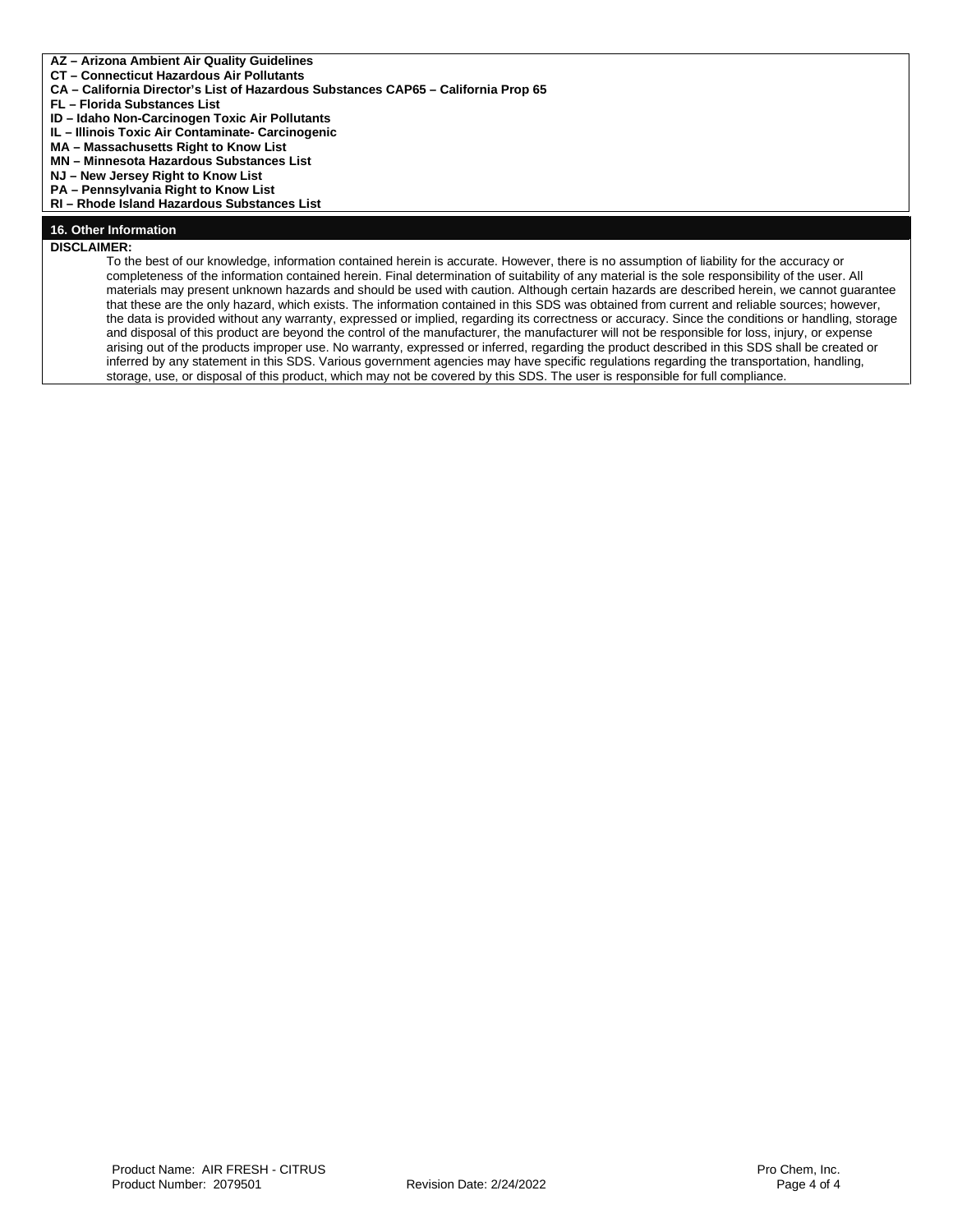**AZ – Arizona Ambient Air Quality Guidelines**
**CT – Connecticut Hazardous Air Pollutants**
**CA – California Director's List of Hazardous Substances CAP65 – California Prop 65**
**FL – Florida Substances List**
**ID – Idaho Non-Carcinogen Toxic Air Pollutants**
**IL – Illinois Toxic Air Contaminate- Carcinogenic**
**MA – Massachusetts Right to Know List**
**MN – Minnesota Hazardous Substances List**
**NJ – New Jersey Right to Know List**
**PA – Pennsylvania Right to Know List**
**RI – Rhode Island Hazardous Substances List**

## 16. Other Information

**DISCLAIMER:**

To the best of our knowledge, information contained herein is accurate. However, there is no assumption of liability for the accuracy or completeness of the information contained herein. Final determination of suitability of any material is the sole responsibility of the user. All materials may present unknown hazards and should be used with caution. Although certain hazards are described herein, we cannot guarantee that these are the only hazard, which exists. The information contained in this SDS was obtained from current and reliable sources; however, the data is provided without any warranty, expressed or implied, regarding its correctness or accuracy. Since the conditions or handling, storage and disposal of this product are beyond the control of the manufacturer, the manufacturer will not be responsible for loss, injury, or expense arising out of the products improper use. No warranty, expressed or inferred, regarding the product described in this SDS shall be created or inferred by any statement in this SDS. Various government agencies may have specific regulations regarding the transportation, handling, storage, use, or disposal of this product, which may not be covered by this SDS. The user is responsible for full compliance.